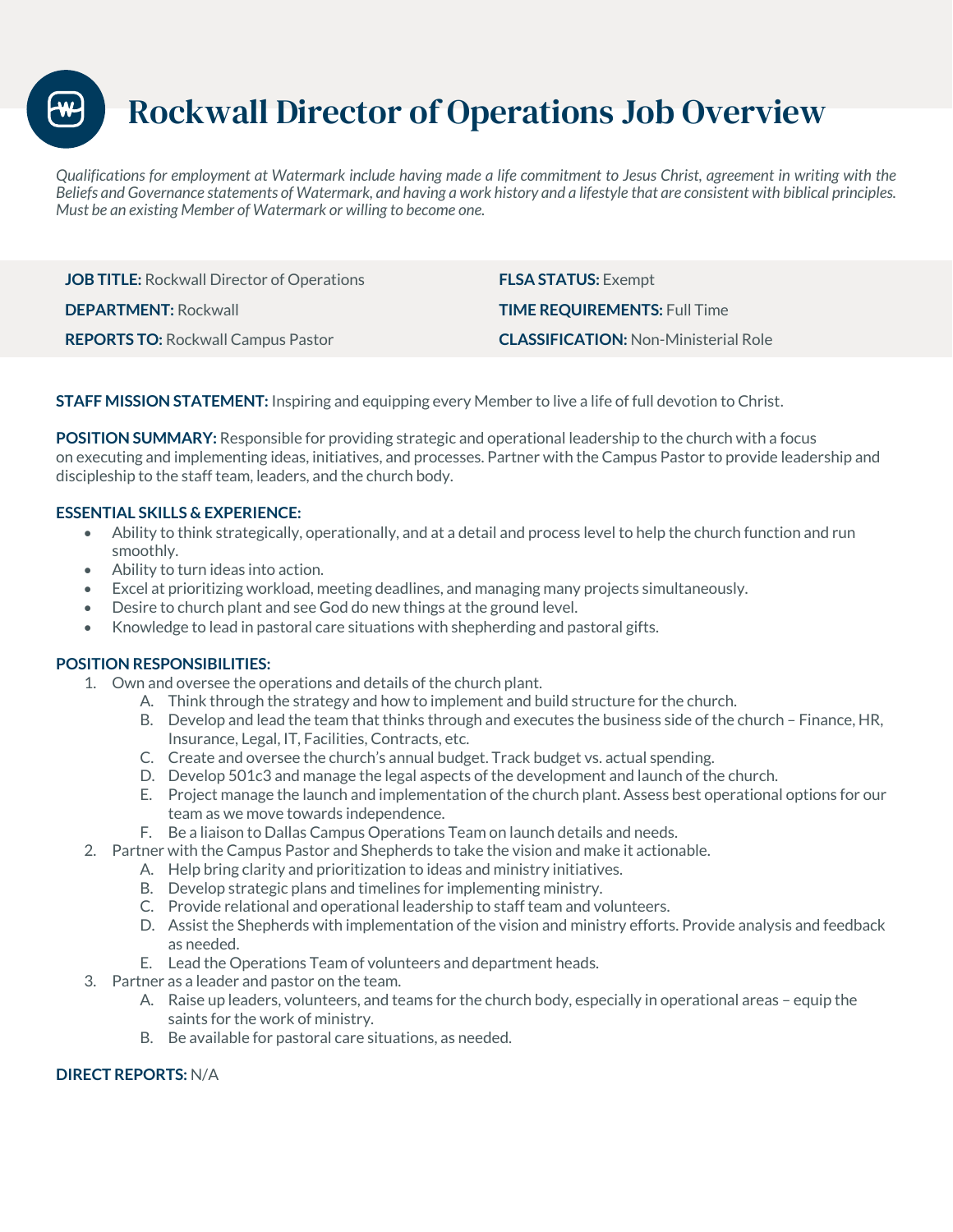# Rockwall Director of Operations Job Overview

*Qualifications for employment at Watermark include having made a life commitment to Jesus Christ, agreement in writing with the Beliefs and Governance statements of Watermark, and having a work history and a lifestyle that are consistent with biblical principles. Must be an existing Member of Watermark or willing to become one.*

**JOB TITLE:** Rockwall Director of Operations

**DEPARTMENT:** Rockwall

**REPORTS TO:** Rockwall Campus Pastor

**FLSA STATUS:** Exempt

**TIME REQUIREMENTS:** Full Time

**CLASSIFICATION:** Non-Ministerial Role

**STAFF MISSION STATEMENT:** Inspiring and equipping every Member to live a life of full devotion to Christ.

**POSITION SUMMARY:** Responsible for providing strategic and operational leadership to the church with a focus on executing and implementing ideas, initiatives, and processes. Partner with the Campus Pastor to provide leadership and discipleship to the staff team, leaders, and the church body.

**ESSENTIAL SKILLS & EXPERIENCE:**

- Ability to think strategically, operationally, and at a detail and process level to help the church function and run smoothly.
- Ability to turn ideas into action.
- Excel at prioritizing workload, meeting deadlines, and managing many projects simultaneously.
- Desire to church plant and see God do new things at the ground level.
- Knowledge to lead in pastoral care situations with shepherding and pastoral gifts.

**POSITION RESPONSIBILITIES:**

1. Own and oversee the operations and details of the church plant.
   A. Think through the strategy and how to implement and build structure for the church.
   B. Develop and lead the team that thinks through and executes the business side of the church – Finance, HR, Insurance, Legal, IT, Facilities, Contracts, etc.
   C. Create and oversee the church's annual budget. Track budget vs. actual spending.
   D. Develop 501c3 and manage the legal aspects of the development and launch of the church.
   E. Project manage the launch and implementation of the church plant. Assess best operational options for our team as we move towards independence.
   F. Be a liaison to Dallas Campus Operations Team on launch details and needs.
2. Partner with the Campus Pastor and Shepherds to take the vision and make it actionable.
   A. Help bring clarity and prioritization to ideas and ministry initiatives.
   B. Develop strategic plans and timelines for implementing ministry.
   C. Provide relational and operational leadership to staff team and volunteers.
   D. Assist the Shepherds with implementation of the vision and ministry efforts. Provide analysis and feedback as needed.
   E. Lead the Operations Team of volunteers and department heads.
3. Partner as a leader and pastor on the team.
   A. Raise up leaders, volunteers, and teams for the church body, especially in operational areas – equip the saints for the work of ministry.
   B. Be available for pastoral care situations, as needed.

**DIRECT REPORTS:** N/A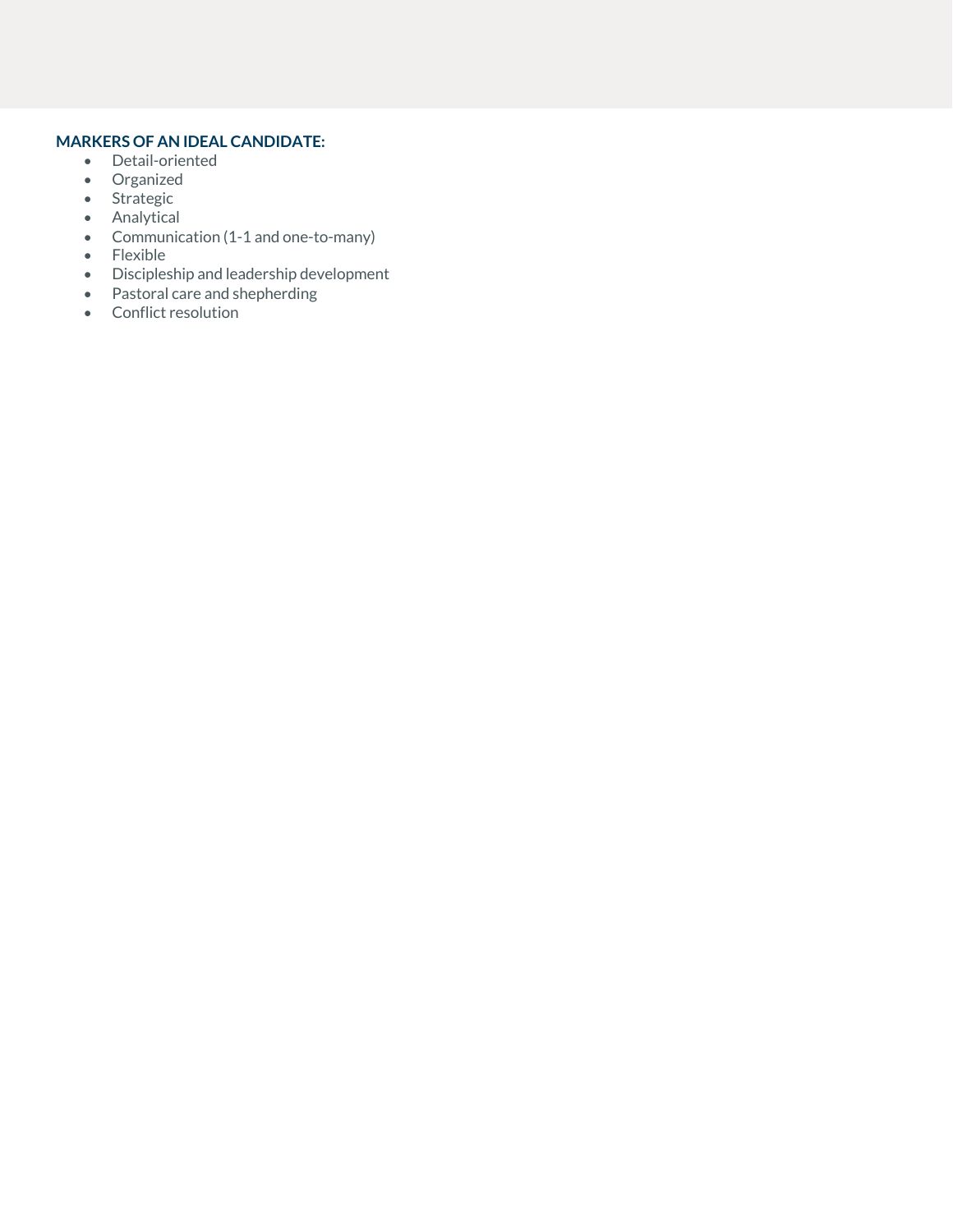**MARKERS OF AN IDEAL CANDIDATE:**

- Detail-oriented
- Organized
- Strategic
- Analytical
- Communication (1-1 and one-to-many)
- Flexible
- Discipleship and leadership development
- Pastoral care and shepherding
- Conflict resolution